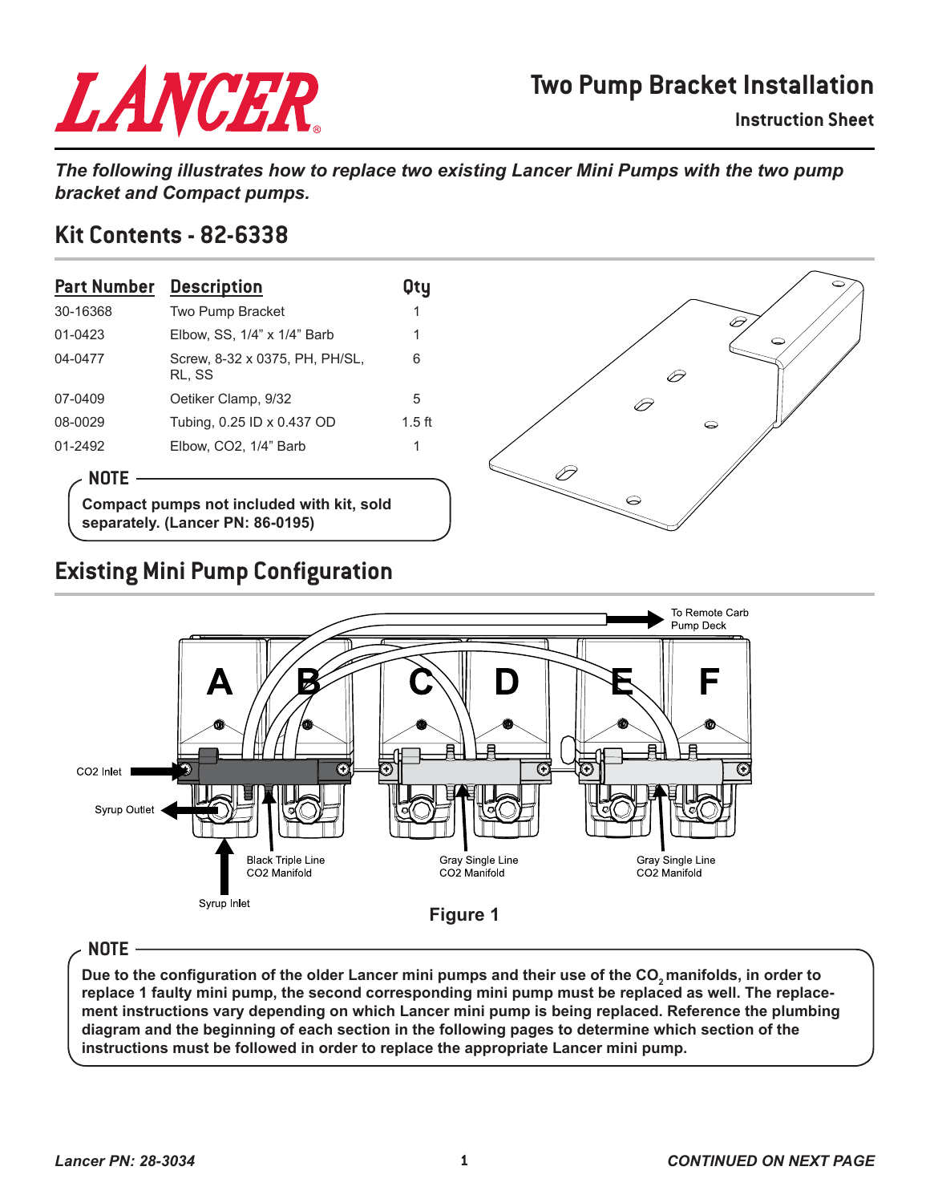# Two Pump Bracket Installation

**Instruction Sheet**

***The following illustrates how to replace two existing Lancer Mini Pumps with the two pump bracket and Compact pumps.***

## Kit Contents - 82-6338

| Part Number | Description | Qty |
|---|---|---|
| 30-16368 | Two Pump Bracket | 1 |
| 01-0423 | Elbow, SS, 1/4" x 1/4" Barb | 1 |
| 04-0477 | Screw, 8-32 x 0375, PH, PH/SL, RL, SS | 6 |
| 07-0409 | Oetiker Clamp, 9/32 | 5 |
| 08-0029 | Tubing, 0.25 ID x 0.437 OD | 1.5 ft |
| 01-2492 | Elbow, CO2, 1/4" Barb | 1 |

**NOTE**

**Compact pumps not included with kit, sold separately. (Lancer PN: 86-0195)**

## Existing Mini Pump Configuration

A B C D E F

To Remote Carb Pump Deck

CO2 Inlet

Syrup Outlet

Syrup Inlet

Black Triple Line CO2 Manifold

Gray Single Line CO2 Manifold

Gray Single Line CO2 Manifold

**Figure 1**

**NOTE**

**Due to the configuration of the older Lancer mini pumps and their use of the $CO_2$ manifolds, in order to replace 1 faulty mini pump, the second corresponding mini pump must be replaced as well. The replacement instructions vary depending on which Lancer mini pump is being replaced. Reference the plumbing diagram and the beginning of each section in the following pages to determine which section of the instructions must be followed in order to replace the appropriate Lancer mini pump.**

*Lancer PN: 28-3034*

***CONTINUED ON NEXT PAGE***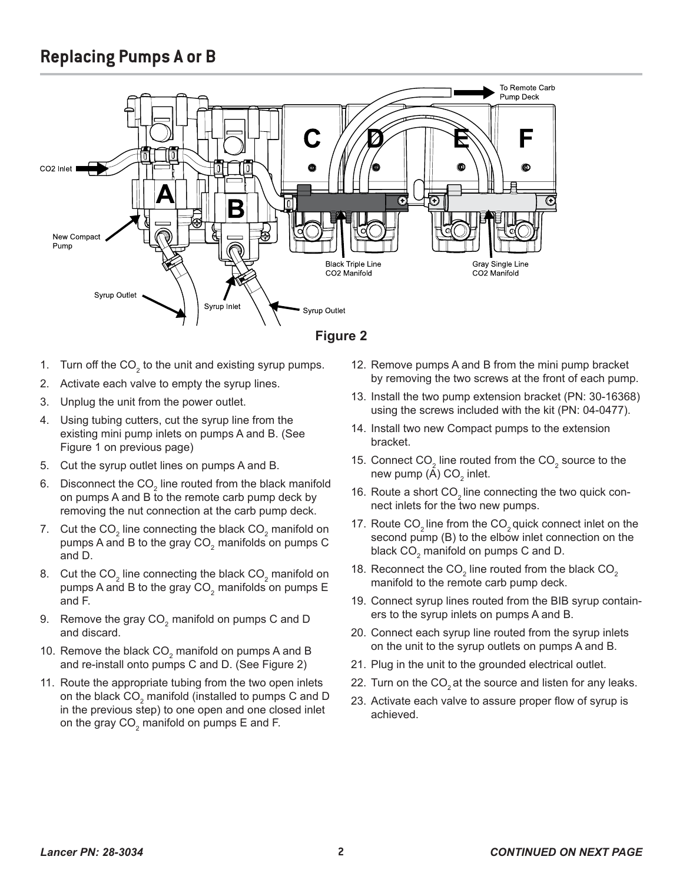## Replacing Pumps A or B

**Figure 2**

1. Turn off the $CO_2$ to the unit and existing syrup pumps.
2. Activate each valve to empty the syrup lines.
3. Unplug the unit from the power outlet.
4. Using tubing cutters, cut the syrup line from the existing mini pump inlets on pumps A and B. (See Figure 1 on previous page)
5. Cut the syrup outlet lines on pumps A and B.
6. Disconnect the $CO_2$ line routed from the black manifold on pumps A and B to the remote carb pump deck by removing the nut connection at the carb pump deck.
7. Cut the $CO_2$ line connecting the black $CO_2$ manifold on pumps A and B to the gray $CO_2$ manifolds on pumps C and D.
8. Cut the $CO_2$ line connecting the black $CO_2$ manifold on pumps A and B to the gray $CO_2$ manifolds on pumps E and F.
9. Remove the gray $CO_2$ manifold on pumps C and D and discard.
10. Remove the black $CO_2$ manifold on pumps A and B and re-install onto pumps C and D. (See Figure 2)
11. Route the appropriate tubing from the two open inlets on the black $CO_2$ manifold (installed to pumps C and D in the previous step) to one open and one closed inlet on the gray $CO_2$ manifold on pumps E and F.
12. Remove pumps A and B from the mini pump bracket by removing the two screws at the front of each pump.
13. Install the two pump extension bracket (PN: 30-16368) using the screws included with the kit (PN: 04-0477).
14. Install two new Compact pumps to the extension bracket.
15. Connect $CO_2$ line routed from the $CO_2$ source to the new pump (A) $CO_2$ inlet.
16. Route a short $CO_2$ line connecting the two quick connect inlets for the two new pumps.
17. Route $CO_2$ line from the $CO_2$ quick connect inlet on the second pump (B) to the elbow inlet connection on the black $CO_2$ manifold on pumps C and D.
18. Reconnect the $CO_2$ line routed from the black $CO_2$ manifold to the remote carb pump deck.
19. Connect syrup lines routed from the BIB syrup containers to the syrup inlets on pumps A and B.
20. Connect each syrup line routed from the syrup inlets on the unit to the syrup outlets on pumps A and B.
21. Plug in the unit to the grounded electrical outlet.
22. Turn on the $CO_2$ at the source and listen for any leaks.
23. Activate each valve to assure proper flow of syrup is achieved.

*Lancer PN: 28-3034* ***CONTINUED ON NEXT PAGE***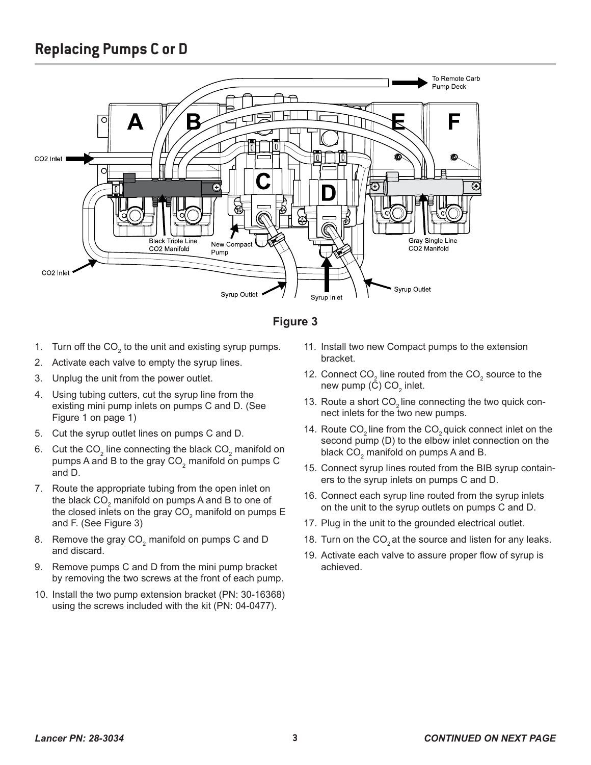## Replacing Pumps C or D

Figure 3

1. Turn off the $CO_2$ to the unit and existing syrup pumps.
2. Activate each valve to empty the syrup lines.
3. Unplug the unit from the power outlet.
4. Using tubing cutters, cut the syrup line from the existing mini pump inlets on pumps C and D. (See Figure 1 on page 1)
5. Cut the syrup outlet lines on pumps C and D.
6. Cut the $CO_2$ line connecting the black $CO_2$ manifold on pumps A and B to the gray $CO_2$ manifold on pumps C and D.
7. Route the appropriate tubing from the open inlet on the black $CO_2$ manifold on pumps A and B to one of the closed inlets on the gray $CO_2$ manifold on pumps E and F. (See Figure 3)
8. Remove the gray $CO_2$ manifold on pumps C and D and discard.
9. Remove pumps C and D from the mini pump bracket by removing the two screws at the front of each pump.
10. Install the two pump extension bracket (PN: 30-16368) using the screws included with the kit (PN: 04-0477).
11. Install two new Compact pumps to the extension bracket.
12. Connect $CO_2$ line routed from the $CO_2$ source to the new pump (C) $CO_2$ inlet.
13. Route a short $CO_2$ line connecting the two quick connect inlets for the two new pumps.
14. Route $CO_2$ line from the $CO_2$ quick connect inlet on the second pump (D) to the elbow inlet connection on the black $CO_2$ manifold on pumps A and B.
15. Connect syrup lines routed from the BIB syrup containers to the syrup inlets on pumps C and D.
16. Connect each syrup line routed from the syrup inlets on the unit to the syrup outlets on pumps C and D.
17. Plug in the unit to the grounded electrical outlet.
18. Turn on the $CO_2$ at the source and listen for any leaks.
19. Activate each valve to assure proper flow of syrup is achieved.

*Lancer PN: 28-3034*

***CONTINUED ON NEXT PAGE***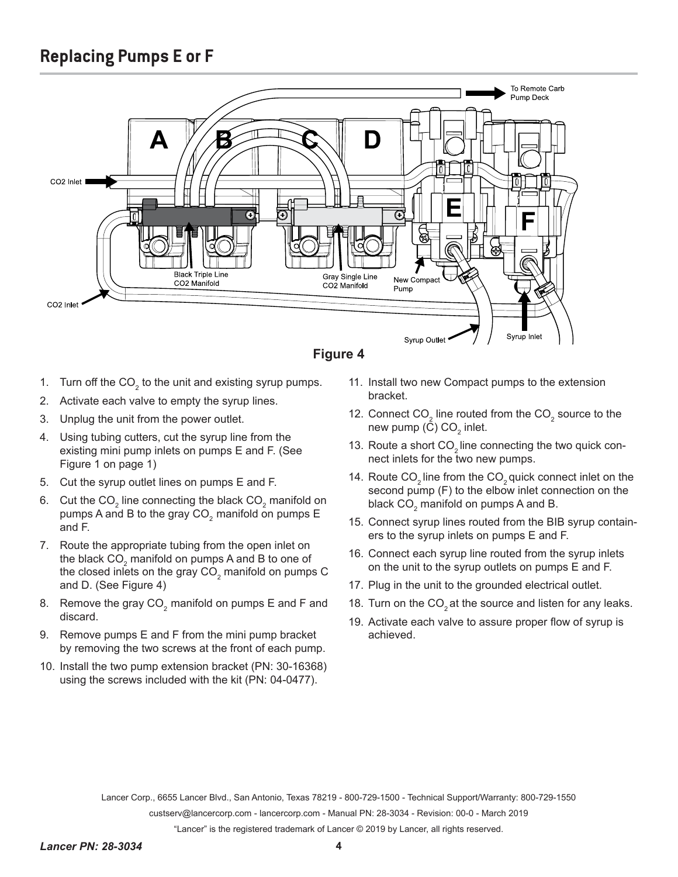## Replacing Pumps E or F

To Remote Carb Pump Deck

A

B

C

D

E

F

CO2 Inlet

Black Triple Line CO2 Manifold

Gray Single Line CO2 Manifold

New Compact Pump

CO2 Inlet

Syrup Outlet

Syrup Inlet

**Figure 4**

1. Turn off the $CO_2$ to the unit and existing syrup pumps.
2. Activate each valve to empty the syrup lines.
3. Unplug the unit from the power outlet.
4. Using tubing cutters, cut the syrup line from the existing mini pump inlets on pumps E and F. (See Figure 1 on page 1)
5. Cut the syrup outlet lines on pumps E and F.
6. Cut the $CO_2$ line connecting the black $CO_2$ manifold on pumps A and B to the gray $CO_2$ manifold on pumps E and F.
7. Route the appropriate tubing from the open inlet on the black $CO_2$ manifold on pumps A and B to one of the closed inlets on the gray $CO_2$ manifold on pumps C and D. (See Figure 4)
8. Remove the gray $CO_2$ manifold on pumps E and F and discard.
9. Remove pumps E and F from the mini pump bracket by removing the two screws at the front of each pump.
10. Install the two pump extension bracket (PN: 30-16368) using the screws included with the kit (PN: 04-0477).
11. Install two new Compact pumps to the extension bracket.
12. Connect $CO_2$ line routed from the $CO_2$ source to the new pump (C) $CO_2$ inlet.
13. Route a short $CO_2$ line connecting the two quick connect inlets for the two new pumps.
14. Route $CO_2$ line from the $CO_2$ quick connect inlet on the second pump (F) to the elbow inlet connection on the black $CO_2$ manifold on pumps A and B.
15. Connect syrup lines routed from the BIB syrup containers to the syrup inlets on pumps E and F.
16. Connect each syrup line routed from the syrup inlets on the unit to the syrup outlets on pumps E and F.
17. Plug in the unit to the grounded electrical outlet.
18. Turn on the $CO_2$ at the source and listen for any leaks.
19. Activate each valve to assure proper flow of syrup is achieved.

Lancer Corp., 6655 Lancer Blvd., San Antonio, Texas 78219 - 800-729-1500 - Technical Support/Warranty: 800-729-1550

custserv@lancercorp.com - lancercorp.com - Manual PN: 28-3034 - Revision: 00-0 - March 2019

"Lancer" is the registered trademark of Lancer © 2019 by Lancer, all rights reserved.